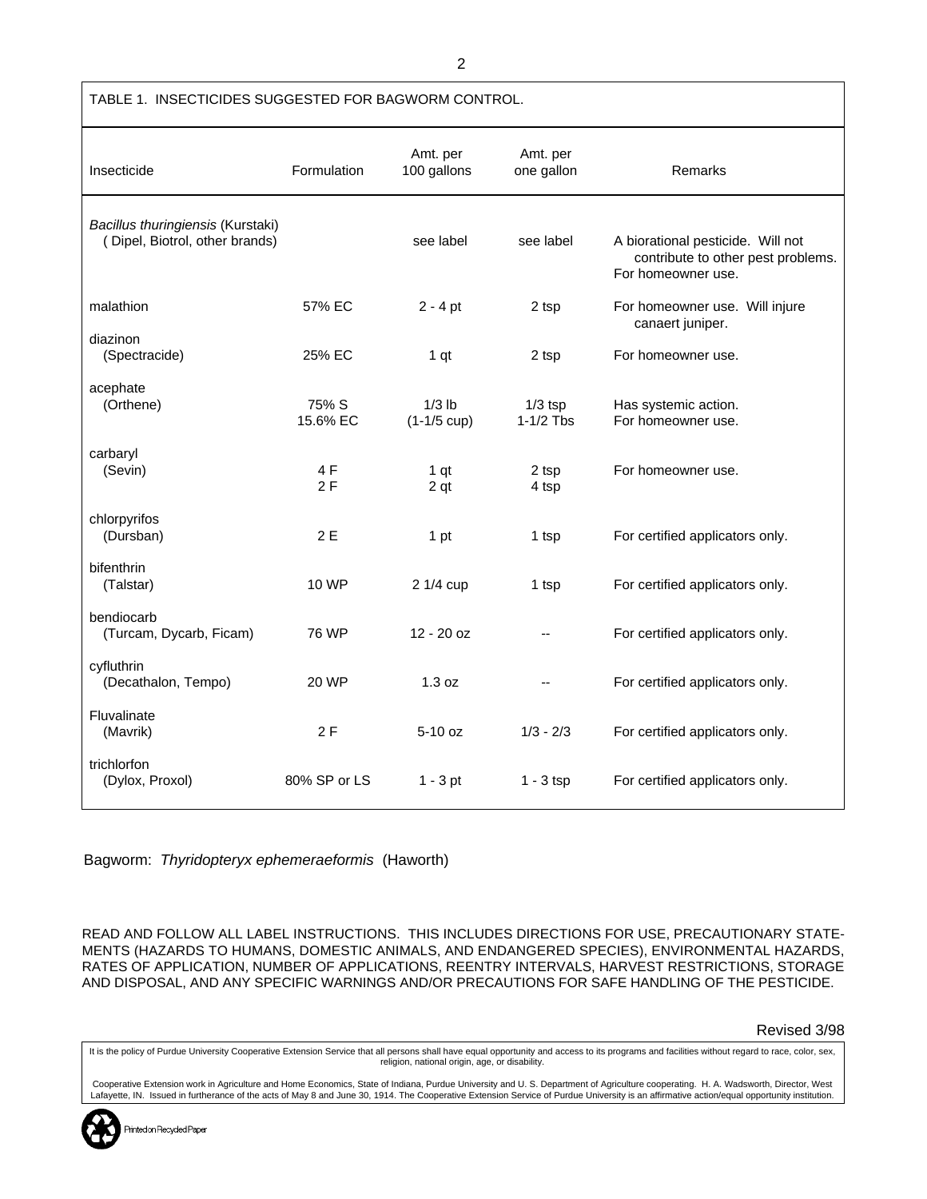TABLE 1. INSECTICIDES SUGGESTED FOR BAGWORM CONTROL.

| Insecticide | Formulation | Amt. per 100 gallons | Amt. per one gallon | Remarks |
|---|---|---|---|---|
| *Bacillus thuringiensis* (Kurstaki) (Dipel, Biotrol, other brands) | | see label | see label | A biorational pesticide. Will not contribute to other pest problems. For homeowner use. |
| malathion | 57% EC | 2 - 4 pt | 2 tsp | For homeowner use. Will injure canaert juniper. |
| diazinon (Spectracide) | 25% EC | 1 qt | 2 tsp | For homeowner use. |
| acephate (Orthene) | 75% S<br>15.6% EC | 1/3 lb<br>(1-1/5 cup) | 1/3 tsp<br>1-1/2 Tbs | Has systemic action.<br>For homeowner use. |
| carbaryl (Sevin) | 4 F<br>2 F | 1 qt<br>2 qt | 2 tsp<br>4 tsp | For homeowner use. |
| chlorpyrifos (Dursban) | 2 E | 1 pt | 1 tsp | For certified applicators only. |
| bifenthrin (Talstar) | 10 WP | 2 1/4 cup | 1 tsp | For certified applicators only. |
| bendiocarb (Turcam, Dycarb, Ficam) | 76 WP | 12 - 20 oz | -- | For certified applicators only. |
| cyfluthrin (Decathalon, Tempo) | 20 WP | 1.3 oz | -- | For certified applicators only. |
| Fluvalinate (Mavrik) | 2 F | 5-10 oz | 1/3 - 2/3 | For certified applicators only. |
| trichlorfon (Dylox, Proxol) | 80% SP or LS | 1 - 3 pt | 1 - 3 tsp | For certified applicators only. |

Bagworm: *Thyridopteryx ephemeraeformis* (Haworth)

READ AND FOLLOW ALL LABEL INSTRUCTIONS. THIS INCLUDES DIRECTIONS FOR USE, PRECAUTIONARY STATEMENTS (HAZARDS TO HUMANS, DOMESTIC ANIMALS, AND ENDANGERED SPECIES), ENVIRONMENTAL HAZARDS, RATES OF APPLICATION, NUMBER OF APPLICATIONS, REENTRY INTERVALS, HARVEST RESTRICTIONS, STORAGE AND DISPOSAL, AND ANY SPECIFIC WARNINGS AND/OR PRECAUTIONS FOR SAFE HANDLING OF THE PESTICIDE.

Revised 3/98

It is the policy of Purdue University Cooperative Extension Service that all persons shall have equal opportunity and access to its programs and facilities without regard to race, color, sex, religion, national origin, age, or disability.

Cooperative Extension work in Agriculture and Home Economics, State of Indiana, Purdue University and U. S. Department of Agriculture cooperating. H. A. Wadsworth, Director, West Lafayette, IN. Issued in furtherance of the acts of May 8 and June 30, 1914. The Cooperative Extension Service of Purdue University is an affirmative action/equal opportunity institution.

Printed on Recycled Paper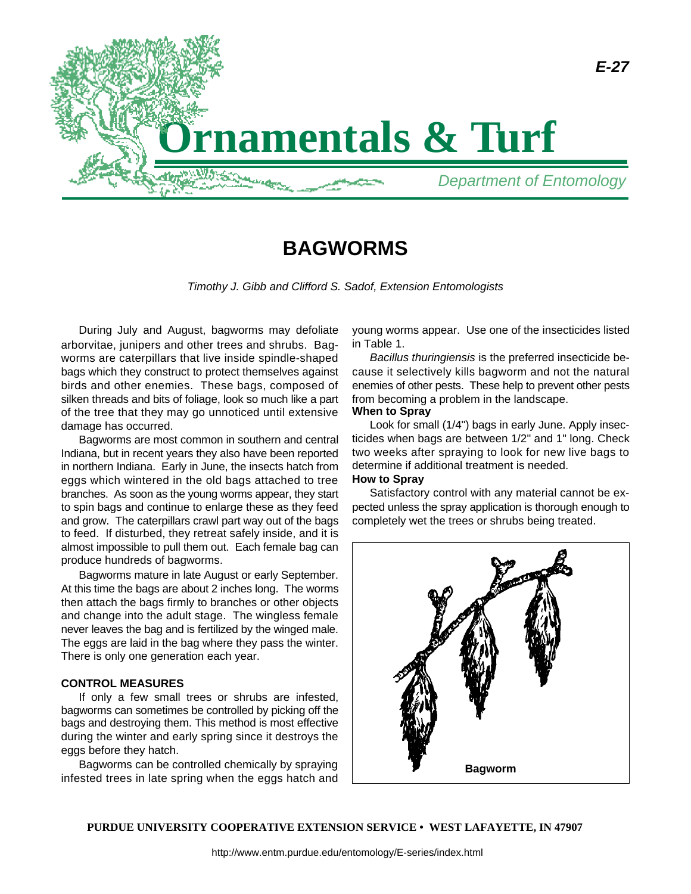# Ornamentals & Turf

Department of Entomology

E-27

## BAGWORMS

*Timothy J. Gibb and Clifford S. Sadof, Extension Entomologists*

During July and August, bagworms may defoliate arborvitae, junipers and other trees and shrubs. Bagworms are caterpillars that live inside spindle-shaped bags which they construct to protect themselves against birds and other enemies. These bags, composed of silken threads and bits of foliage, look so much like a part of the tree that they may go unnoticed until extensive damage has occurred.

Bagworms are most common in southern and central Indiana, but in recent years they also have been reported in northern Indiana. Early in June, the insects hatch from eggs which wintered in the old bags attached to tree branches. As soon as the young worms appear, they start to spin bags and continue to enlarge these as they feed and grow. The caterpillars crawl part way out of the bags to feed. If disturbed, they retreat safely inside, and it is almost impossible to pull them out. Each female bag can produce hundreds of bagworms.

Bagworms mature in late August or early September. At this time the bags are about 2 inches long. The worms then attach the bags firmly to branches or other objects and change into the adult stage. The wingless female never leaves the bag and is fertilized by the winged male. The eggs are laid in the bag where they pass the winter. There is only one generation each year.

### CONTROL MEASURES

If only a few small trees or shrubs are infested, bagworms can sometimes be controlled by picking off the bags and destroying them. This method is most effective during the winter and early spring since it destroys the eggs before they hatch.

Bagworms can be controlled chemically by spraying infested trees in late spring when the eggs hatch and young worms appear. Use one of the insecticides listed in Table 1.

*Bacillus thuringiensis* is the preferred insecticide because it selectively kills bagworm and not the natural enemies of other pests. These help to prevent other pests from becoming a problem in the landscape.

**When to Spray**

Look for small (1/4") bags in early June. Apply insecticides when bags are between 1/2" and 1" long. Check two weeks after spraying to look for new live bags to determine if additional treatment is needed.

**How to Spray**

Satisfactory control with any material cannot be expected unless the spray application is thorough enough to completely wet the trees or shrubs being treated.

**Bagworm**

PURDUE UNIVERSITY COOPERATIVE EXTENSION SERVICE • WEST LAFAYETTE, IN 47907

http://www.entm.purdue.edu/entomology/E-series/index.html